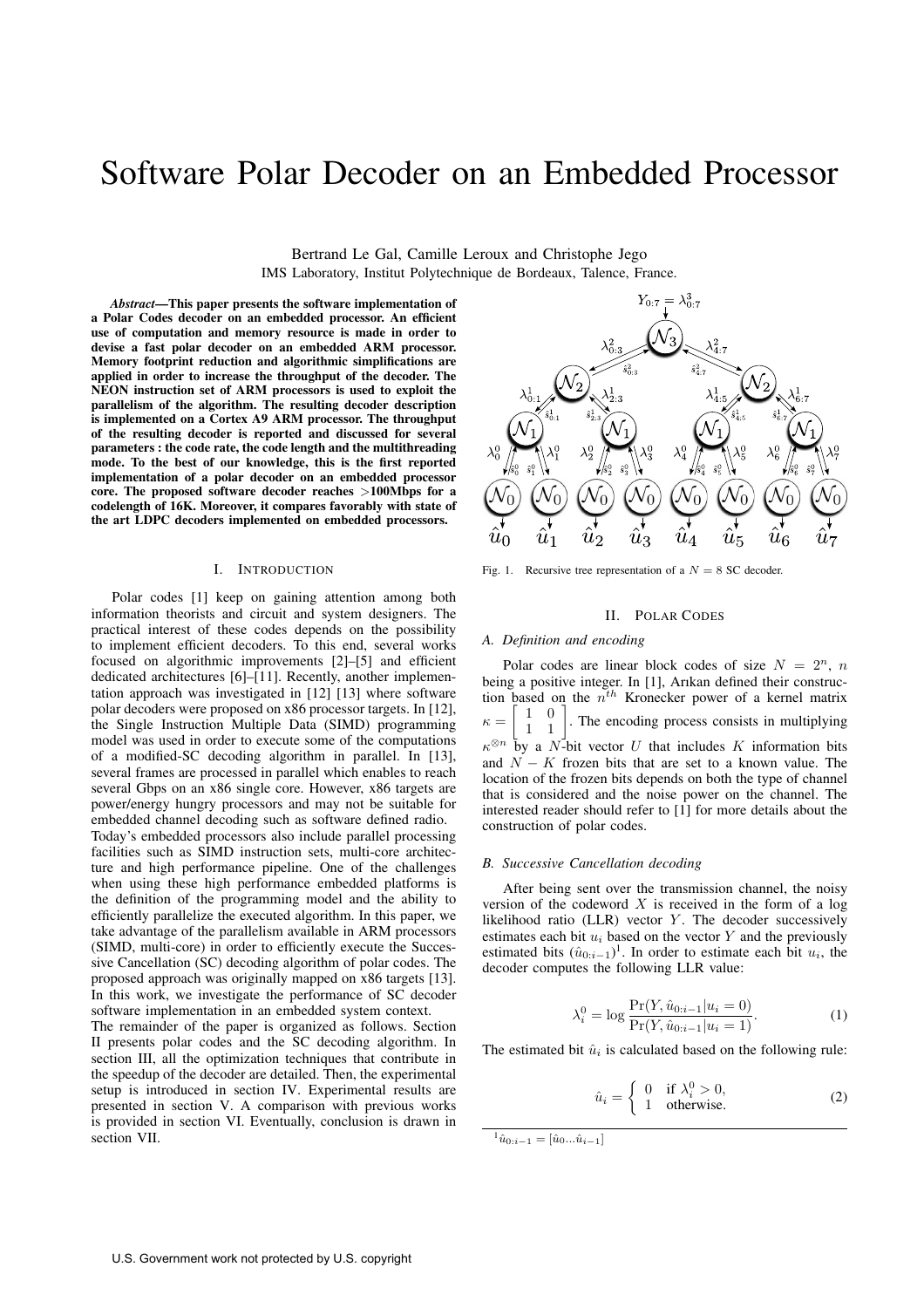# Software Polar Decoder on an Embedded Processor

Bertrand Le Gal, Camille Leroux and Christophe Jego
IMS Laboratory, Institut Polytechnique de Bordeaux, Talence, France.

***Abstract*—This paper presents the software implementation of a Polar Codes decoder on an embedded processor. An efficient use of computation and memory resource is made in order to devise a fast polar decoder on an embedded ARM processor. Memory footprint reduction and algorithmic simplifications are applied in order to increase the throughput of the decoder. The NEON instruction set of ARM processors is used to exploit the parallelism of the algorithm. The resulting decoder description is implemented on a Cortex A9 ARM processor. The throughput of the resulting decoder is reported and discussed for several parameters : the code rate, the code length and the multithreading mode. To the best of our knowledge, this is the first reported implementation of a polar decoder on an embedded processor core. The proposed software decoder reaches >100Mbps for a codelength of 16K. Moreover, it compares favorably with state of the art LDPC decoders implemented on embedded processors.**

## I. Introduction

Polar codes [1] keep on gaining attention among both information theorists and circuit and system designers. The practical interest of these codes depends on the possibility to implement efficient decoders. To this end, several works focused on algorithmic improvements [2]–[5] and efficient dedicated architectures [6]–[11]. Recently, another implementation approach was investigated in [12] [13] where software polar decoders were proposed on x86 processor targets. In [12], the Single Instruction Multiple Data (SIMD) programming model was used in order to execute some of the computations of a modified-SC decoding algorithm in parallel. In [13], several frames are processed in parallel which enables to reach several Gbps on an x86 single core. However, x86 targets are power/energy hungry processors and may not be suitable for embedded channel decoding such as software defined radio.

Today's embedded processors also include parallel processing facilities such as SIMD instruction sets, multi-core architecture and high performance pipeline. One of the challenges when using these high performance embedded platforms is the definition of the programming model and the ability to efficiently parallelize the executed algorithm. In this paper, we take advantage of the parallelism available in ARM processors (SIMD, multi-core) in order to efficiently execute the Successive Cancellation (SC) decoding algorithm of polar codes. The proposed approach was originally mapped on x86 targets [13]. In this work, we investigate the performance of SC decoder software implementation in an embedded system context.

The remainder of the paper is organized as follows. Section II presents polar codes and the SC decoding algorithm. In section III, all the optimization techniques that contribute in the speedup of the decoder are detailed. Then, the experimental setup is introduced in section IV. Experimental results are presented in section V. A comparison with previous works is provided in section VI. Eventually, conclusion is drawn in section VII.

Fig. 1. Recursive tree representation of a $N = 8$ SC decoder.

## II. Polar Codes

### A. Definition and encoding

Polar codes are linear block codes of size $N = 2^n$, $n$ being a positive integer. In [1], Arıkan defined their construction based on the $n^{th}$ Kronecker power of a kernel matrix $\kappa = \begin{bmatrix} 1 & 0 \\ 1 & 1 \end{bmatrix}$. The encoding process consists in multiplying $\kappa^{\otimes n}$ by a $N$-bit vector $U$ that includes $K$ information bits and $N-K$ frozen bits that are set to a known value. The location of the frozen bits depends on both the type of channel that is considered and the noise power on the channel. The interested reader should refer to [1] for more details about the construction of polar codes.

### B. Successive Cancellation decoding

After being sent over the transmission channel, the noisy version of the codeword $X$ is received in the form of a log likelihood ratio (LLR) vector $Y$. The decoder successively estimates each bit $u_i$ based on the vector $Y$ and the previously estimated bits ($\hat{u}_{0:i-1}$)[1]. In order to estimate each bit $u_i$, the decoder computes the following LLR value:

$$\lambda_i^0 = \log \frac{\Pr(Y, \hat{u}_{0:i-1} | u_i = 0)}{\Pr(Y, \hat{u}_{0:i-1} | u_i = 1)}. \tag{1}$$

The estimated bit $\hat{u}_i$ is calculated based on the following rule:

$$\hat{u}_i = \begin{cases} 0 & \text{if } \lambda_i^0 > 0, \\ 1 & \text{otherwise.} \end{cases} \tag{2}$$

[1] $\hat{u}_{0:i-1} = [\hat{u}_0 ... \hat{u}_{i-1}]$

U.S. Government work not protected by U.S. copyright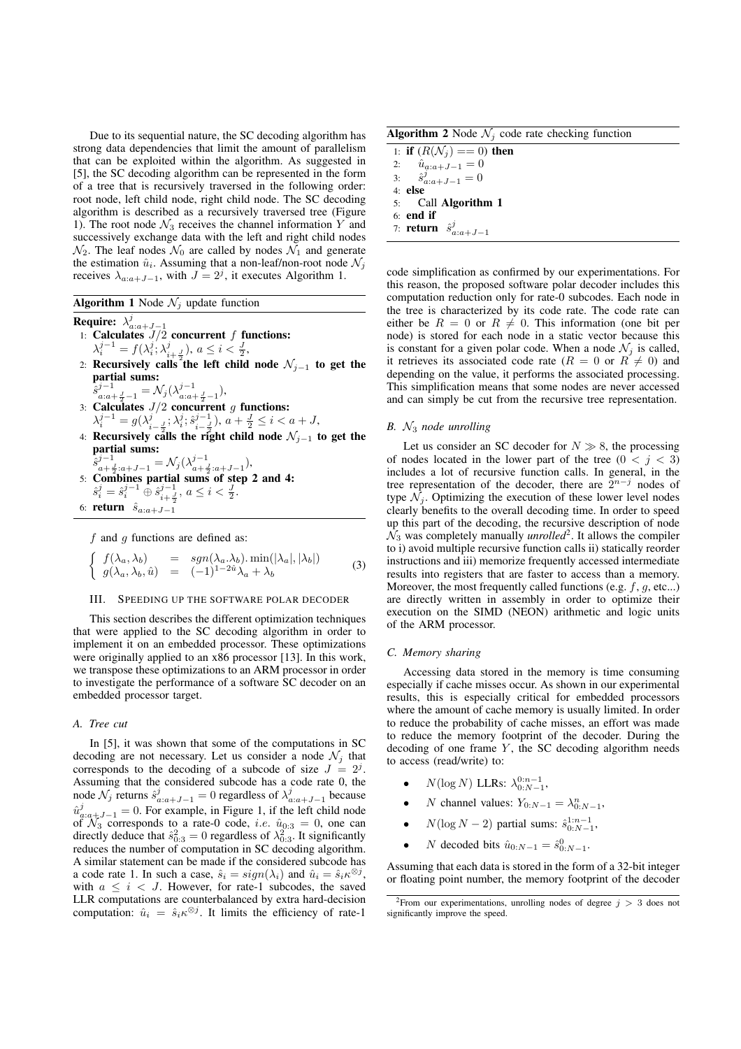Due to its sequential nature, the SC decoding algorithm has strong data dependencies that limit the amount of parallelism that can be exploited within the algorithm. As suggested in [5], the SC decoding algorithm can be represented in the form of a tree that is recursively traversed in the following order: root node, left child node, right child node. The SC decoding algorithm is described as a recursively traversed tree (Figure 1). The root node $\mathcal{N}_3$ receives the channel information $Y$ and successively exchange data with the left and right child nodes $\mathcal{N}_2$. The leaf nodes $\mathcal{N}_0$ are called by nodes $\mathcal{N}_1$ and generate the estimation $\hat{u}_i$. Assuming that a non-leaf/non-root node $\mathcal{N}_j$ receives $\lambda_{a:a+J-1}$, with $J = 2^j$, it executes Algorithm 1.

**Algorithm 1** Node $\mathcal{N}_j$ update function

**Require:** $\lambda^j_{a:a+J-1}$

1: **Calculates** $J/2$ **concurrent** $f$ **functions:** $\lambda^{j-1}_i = f(\lambda^j_i; \lambda^j_{i+\frac{J}{2}})$, $a \leq i < \frac{J}{2}$,

2: **Recursively calls the left child node** $\mathcal{N}_{j-1}$ **to get the partial sums:** $\hat{s}^{j-1}_{a:a+\frac{J}{2}-1} = \mathcal{N}_j(\lambda^{j-1}_{a:a+\frac{J}{2}-1})$,

3: **Calculates** $J/2$ **concurrent** $g$ **functions:** $\lambda^{j-1}_i = g(\lambda^j_{i-\frac{J}{2}}; \lambda^j_i; \hat{s}^{j-1}_{i-\frac{J}{2}})$, $a + \frac{J}{2} \leq i < a + J$,

4: **Recursively calls the right child node** $\mathcal{N}_{j-1}$ **to get the partial sums:** $\hat{s}^{j-1}_{a+\frac{J}{2}:a+J-1} = \mathcal{N}_j(\lambda^{j-1}_{a+\frac{J}{2}:a+J-1})$,

5: **Combines partial sums of step 2 and 4:** $\hat{s}^j_i = \hat{s}^{j-1}_i \oplus \hat{s}^{j-1}_{i+\frac{J}{2}}$, $a \leq i < \frac{J}{2}$.

6: **return** $\hat{s}_{a:a+J-1}$

$f$ and $g$ functions are defined as:

$$\begin{cases} f(\lambda_a, \lambda_b) &= sgn(\lambda_a.\lambda_b).\min(|\lambda_a|, |\lambda_b|) \\ g(\lambda_a, \lambda_b, \hat{u}) &= (-1)^{1-2\hat{u}}\lambda_a + \lambda_b \end{cases} \tag{3}$$

## III. Speeding up the software polar decoder

This section describes the different optimization techniques that were applied to the SC decoding algorithm in order to implement it on an embedded processor. These optimizations were originally applied to an x86 processor [13]. In this work, we transpose these optimizations to an ARM processor in order to investigate the performance of a software SC decoder on an embedded processor target.

### A. Tree cut

In [5], it was shown that some of the computations in SC decoding are not necessary. Let us consider a node $\mathcal{N}_j$ that corresponds to the decoding of a subcode of size $J = 2^j$. Assuming that the considered subcode has a code rate 0, the node $\mathcal{N}_j$ returns $\hat{s}^j_{a:a+J-1} = 0$ regardless of $\lambda^j_{a:a+J-1}$ because $\hat{u}^j_{a:a+J-1} = 0$. For example, in Figure 1, if the left child node of $\mathcal{N}_3$ corresponds to a rate-0 code, *i.e.* $\hat{u}_{0:3} = 0$, one can directly deduce that $\hat{s}^2_{0:3} = 0$ regardless of $\lambda^2_{0:3}$. It significantly reduces the number of computation in SC decoding algorithm. A similar statement can be made if the considered subcode has a code rate 1. In such a case, $\hat{s}_i = sign(\lambda_i)$ and $\hat{u}_i = \hat{s}_i\kappa^{\otimes j}$, with $a \leq i < J$. However, for rate-1 subcodes, the saved LLR computations are counterbalanced by extra hard-decision computation: $\hat{u}_i = \hat{s}_i\kappa^{\otimes j}$. It limits the efficiency of rate-1 code simplification as confirmed by our experimentations. For this reason, the proposed software polar decoder includes this computation reduction only for rate-0 subcodes. Each node in the tree is characterized by its code rate. The code rate can either be $R = 0$ or $R \neq 0$. This information (one bit per node) is stored for each node in a static vector because this is constant for a given polar code. When a node $\mathcal{N}_j$ is called, it retrieves its associated code rate ($R = 0$ or $R \neq 0$) and depending on the value, it performs the associated processing. This simplification means that some nodes are never accessed and can simply be cut from the recursive tree representation.

**Algorithm 2** Node $\mathcal{N}_j$ code rate checking function

1: **if** $(R(\mathcal{N}_j) == 0)$ **then**

2: $\quad\hat{u}_{a:a+J-1} = 0$

3: $\quad\hat{s}^j_{a:a+J-1} = 0$

4: **else**

5: $\quad$Call **Algorithm 1**

6: **end if**

7: **return** $\hat{s}^j_{a:a+J-1}$

### B. $\mathcal{N}_3$ node unrolling

Let us consider an SC decoder for $N \gg 8$, the processing of nodes located in the lower part of the tree $(0 < j < 3)$ includes a lot of recursive function calls. In general, in the tree representation of the decoder, there are $2^{n-j}$ nodes of type $\mathcal{N}_j$. Optimizing the execution of these lower level nodes clearly benefits to the overall decoding time. In order to speed up this part of the decoding, the recursive description of node $\mathcal{N}_3$ was completely manually *unrolled*[2]. It allows the compiler to i) avoid multiple recursive function calls ii) statically reorder instructions and iii) memorize frequently accessed intermediate results into registers that are faster to access than a memory. Moreover, the most frequently called functions (e.g. $f$, $g$, etc...) are directly written in assembly in order to optimize their execution on the SIMD (NEON) arithmetic and logic units of the ARM processor.

### C. Memory sharing

Accessing data stored in the memory is time consuming especially if cache misses occur. As shown in our experimental results, this is especially critical for embedded processors where the amount of cache memory is usually limited. In order to reduce the probability of cache misses, an effort was made to reduce the memory footprint of the decoder. During the decoding of one frame $Y$, the SC decoding algorithm needs to access (read/write) to:

- $N(\log N)$ LLRs: $\lambda^{0:n-1}_{0:N-1}$,
- $N$ channel values: $Y_{0:N-1} = \lambda^n_{0:N-1}$,
- $N(\log N - 2)$ partial sums: $\hat{s}^{1:n-1}_{0:N-1}$,
- $N$ decoded bits $\hat{u}_{0:N-1} = \hat{s}^0_{0:N-1}$.

Assuming that each data is stored in the form of a 32-bit integer or floating point number, the memory footprint of the decoder

[2] From our experimentations, unrolling nodes of degree $j > 3$ does not significantly improve the speed.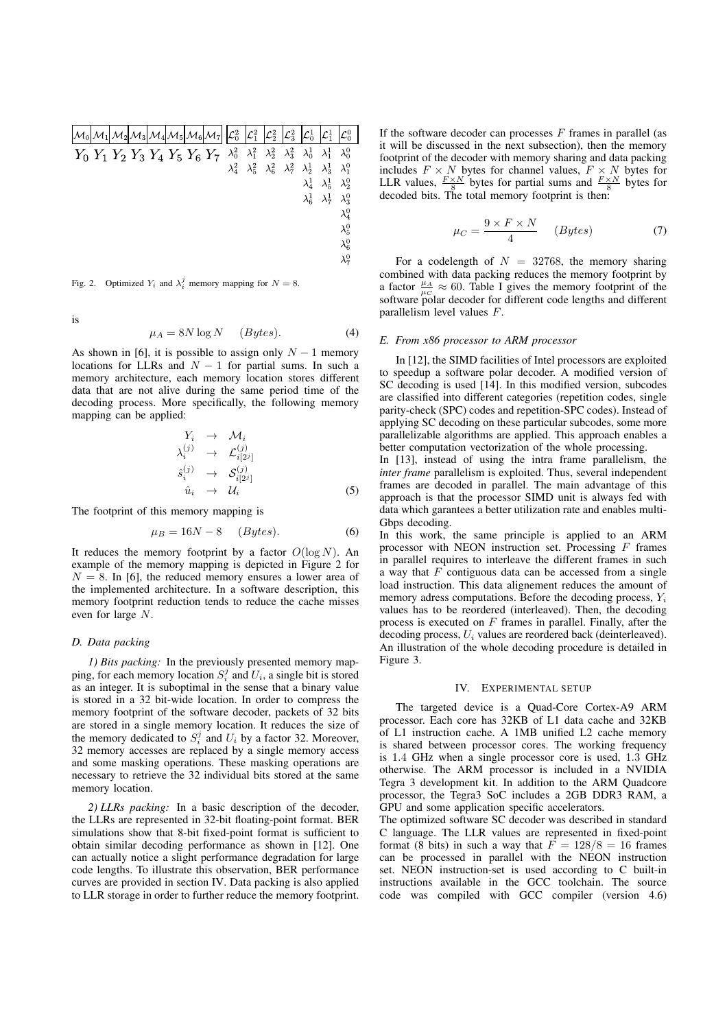| $\mathcal{M}_0$ | $\mathcal{M}_1$ | $\mathcal{M}_2$ | $\mathcal{M}_3$ | $\mathcal{M}_4$ | $\mathcal{M}_5$ | $\mathcal{M}_6$ | $\mathcal{M}_7$ | $\mathcal{L}_0^2$ | $\mathcal{L}_1^2$ | $\mathcal{L}_2^2$ | $\mathcal{L}_3^2$ | $\mathcal{L}_0^1$ | $\mathcal{L}_1^1$ | $\mathcal{L}_0^0$ |
|---|---|---|---|---|---|---|---|---|---|---|---|---|---|---|
| $Y_0$ | $Y_1$ | $Y_2$ | $Y_3$ | $Y_4$ | $Y_5$ | $Y_6$ | $Y_7$ | $\lambda_0^2$ | $\lambda_1^2$ | $\lambda_2^2$ | $\lambda_3^2$ | $\lambda_0^1$ | $\lambda_1^1$ | $\lambda_0^0$ |
| | | | | | | | | $\lambda_4^2$ | $\lambda_5^2$ | $\lambda_6^2$ | $\lambda_7^2$ | $\lambda_2^1$ | $\lambda_3^1$ | $\lambda_1^0$ |
| | | | | | | | | | | | | $\lambda_4^1$ | $\lambda_5^1$ | $\lambda_2^0$ |
| | | | | | | | | | | | | $\lambda_6^1$ | $\lambda_7^1$ | $\lambda_3^0$ |
| | | | | | | | | | | | | | | $\lambda_4^0$ |
| | | | | | | | | | | | | | | $\lambda_5^0$ |
| | | | | | | | | | | | | | | $\lambda_6^0$ |
| | | | | | | | | | | | | | | $\lambda_7^0$ |

Fig. 2. Optimized $Y_i$ and $\lambda_i^j$ memory mapping for $N = 8$.

is

$$\mu_A = 8N \log N \quad (Bytes). \tag{4}$$

As shown in [6], it is possible to assign only $N-1$ memory locations for LLRs and $N-1$ for partial sums. In such a memory architecture, each memory location stores different data that are not alive during the same period time of the decoding process. More specifically, the following memory mapping can be applied:

$$\begin{array}{rcl} Y_i & \rightarrow & \mathcal{M}_i \\ \lambda_i^{(j)} & \rightarrow & \mathcal{L}_{i[2^j]}^{(j)} \\ \hat{s}_i^{(j)} & \rightarrow & \mathcal{S}_{i[2^j]}^{(j)} \\ \hat{u}_i & \rightarrow & \mathcal{U}_i \end{array} \tag{5}$$

The footprint of this memory mapping is

$$\mu_B = 16N - 8 \quad (Bytes). \tag{6}$$

It reduces the memory footprint by a factor $O(\log N)$. An example of the memory mapping is depicted in Figure 2 for $N = 8$. In [6], the reduced memory ensures a lower area of the implemented architecture. In a software description, this memory footprint reduction tends to reduce the cache misses even for large $N$.

### D. Data packing

*1) Bits packing:* In the previously presented memory mapping, for each memory location $S_i^j$ and $U_i$, a single bit is stored as an integer. It is suboptimal in the sense that a binary value is stored in a 32 bit-wide location. In order to compress the memory footprint of the software decoder, packets of 32 bits are stored in a single memory location. It reduces the size of the memory dedicated to $S_i^j$ and $U_i$ by a factor 32. Moreover, 32 memory accesses are replaced by a single memory access and some masking operations. These masking operations are necessary to retrieve the 32 individual bits stored at the same memory location.

*2) LLRs packing:* In a basic description of the decoder, the LLRs are represented in 32-bit floating-point format. BER simulations show that 8-bit fixed-point format is sufficient to obtain similar decoding performance as shown in [12]. One can actually notice a slight performance degradation for large code lengths. To illustrate this observation, BER performance curves are provided in section IV. Data packing is also applied to LLR storage in order to further reduce the memory footprint. If the software decoder can processes $F$ frames in parallel (as it will be discussed in the next subsection), then the memory footprint of the decoder with memory sharing and data packing includes $F \times N$ bytes for channel values, $F \times N$ bytes for LLR values, $\frac{F \times N}{8}$ bytes for partial sums and $\frac{F \times N}{8}$ bytes for decoded bits. The total memory footprint is then:

$$\mu_C = \frac{9 \times F \times N}{4} \quad (Bytes) \tag{7}$$

For a codelength of $N = 32768$, the memory sharing combined with data packing reduces the memory footprint by a factor $\frac{\mu_A}{\mu_C} \approx 60$. Table I gives the memory footprint of the software polar decoder for different code lengths and different parallelism level values $F$.

### E. From x86 processor to ARM processor

In [12], the SIMD facilities of Intel processors are exploited to speedup a software polar decoder. A modified version of SC decoding is used [14]. In this modified version, subcodes are classified into different categories (repetition codes, single parity-check (SPC) codes and repetition-SPC codes). Instead of applying SC decoding on these particular subcodes, some more parallelizable algorithms are applied. This approach enables a better computation vectorization of the whole processing.

In [13], instead of using the intra frame parallelism, the *inter frame* parallelism is exploited. Thus, several independent frames are decoded in parallel. The main advantage of this approach is that the processor SIMD unit is always fed with data which garantees a better utilization rate and enables multi-Gbps decoding.

In this work, the same principle is applied to an ARM processor with NEON instruction set. Processing $F$ frames in parallel requires to interleave the different frames in such a way that $F$ contiguous data can be accessed from a single load instruction. This data alignement reduces the amount of memory adress computations. Before the decoding process, $Y_i$ values has to be reordered (interleaved). Then, the decoding process is executed on $F$ frames in parallel. Finally, after the decoding process, $U_i$ values are reordered back (deinterleaved). An illustration of the whole decoding procedure is detailed in Figure 3.

## IV. Experimental Setup

The targeted device is a Quad-Core Cortex-A9 ARM processor. Each core has 32KB of L1 data cache and 32KB of L1 instruction cache. A 1MB unified L2 cache memory is shared between processor cores. The working frequency is 1.4 GHz when a single processor core is used, 1.3 GHz otherwise. The ARM processor is included in a NVIDIA Tegra 3 development kit. In addition to the ARM Quadcore processor, the Tegra3 SoC includes a 2GB DDR3 RAM, a GPU and some application specific accelerators.

The optimized software SC decoder was described in standard C language. The LLR values are represented in fixed-point format (8 bits) in such a way that $F = 128/8 = 16$ frames can be processed in parallel with the NEON instruction set. NEON instruction-set is used according to C built-in instructions available in the GCC toolchain. The source code was compiled with GCC compiler (version 4.6)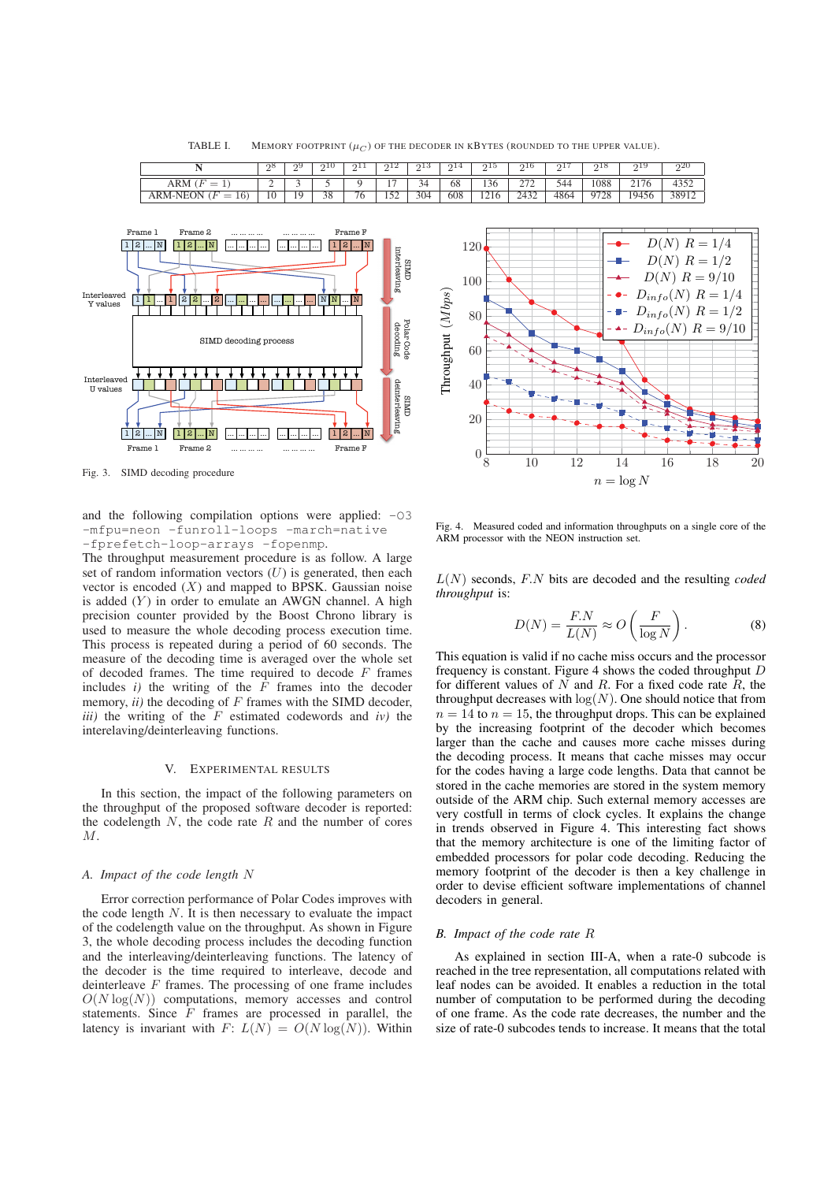TABLE I. MEMORY FOOTPRINT ($\mu_C$) OF THE DECODER IN KBYTES (ROUNDED TO THE UPPER VALUE).

| N | $2^8$ | $2^9$ | $2^{10}$ | $2^{11}$ | $2^{12}$ | $2^{13}$ | $2^{14}$ | $2^{15}$ | $2^{16}$ | $2^{17}$ | $2^{18}$ | $2^{19}$ | $2^{20}$ |
|---|---|---|---|---|---|---|---|---|---|---|---|---|---|
| ARM ($F = 1$) | 2 | 3 | 5 | 9 | 17 | 34 | 68 | 136 | 272 | 544 | 1088 | 2176 | 4352 |
| ARM-NEON ($F = 16$) | 10 | 19 | 38 | 76 | 152 | 304 | 608 | 1216 | 2432 | 4864 | 9728 | 19456 | 38912 |

Fig. 3. SIMD decoding procedure

Fig. 4. Measured coded and information throughputs on a single core of the ARM processor with the NEON instruction set.

and the following compilation options were applied: `-O3 -mfpu=neon -funroll-loops -march=native -fprefetch-loop-arrays -fopenmp`.

The throughput measurement procedure is as follow. A large set of random information vectors ($U$) is generated, then each vector is encoded ($X$) and mapped to BPSK. Gaussian noise is added ($Y$) in order to emulate an AWGN channel. A high precision counter provided by the Boost Chrono library is used to measure the whole decoding process execution time. This process is repeated during a period of 60 seconds. The measure of the decoding time is averaged over the whole set of decoded frames. The time required to decode $F$ frames includes *i)* the writing of the $F$ frames into the decoder memory, *ii)* the decoding of $F$ frames with the SIMD decoder, *iii)* the writing of the $F$ estimated codewords and *iv)* the interelaving/deinterleaving functions.

## V. EXPERIMENTAL RESULTS

In this section, the impact of the following parameters on the throughput of the proposed software decoder is reported: the codelength $N$, the code rate $R$ and the number of cores $M$.

### A. Impact of the code length $N$

Error correction performance of Polar Codes improves with the code length $N$. It is then necessary to evaluate the impact of the codelength value on the throughput. As shown in Figure 3, the whole decoding process includes the decoding function and the interleaving/deinterleaving functions. The latency of the decoder is the time required to interleave, decode and deinterleave $F$ frames. The processing of one frame includes $O(N \log(N))$ computations, memory accesses and control statements. Since $F$ frames are processed in parallel, the latency is invariant with $F$: $L(N) = O(N \log(N))$. Within $L(N)$ seconds, $F.N$ bits are decoded and the resulting *coded throughput* is:

$$D(N) = \frac{F.N}{L(N)} \approx O\left(\frac{F}{\log N}\right). \tag{8}$$

This equation is valid if no cache miss occurs and the processor frequency is constant. Figure 4 shows the coded throughput $D$ for different values of $N$ and $R$. For a fixed code rate $R$, the throughput decreases with $\log(N)$. One should notice that from $n = 14$ to $n = 15$, the throughput drops. This can be explained by the increasing footprint of the decoder which becomes larger than the cache and causes more cache misses during the decoding process. It means that cache misses may occur for the codes having a large code lengths. Data that cannot be stored in the cache memories are stored in the system memory outside of the ARM chip. Such external memory accesses are very costfull in terms of clock cycles. It explains the change in trends observed in Figure 4. This interesting fact shows that the memory architecture is one of the limiting factor of embedded processors for polar code decoding. Reducing the memory footprint of the decoder is then a key challenge in order to devise efficient software implementations of channel decoders in general.

### B. Impact of the code rate $R$

As explained in section III-A, when a rate-0 subcode is reached in the tree representation, all computations related with leaf nodes can be avoided. It enables a reduction in the total number of computation to be performed during the decoding of one frame. As the code rate decreases, the number and the size of rate-0 subcodes tends to increase. It means that the total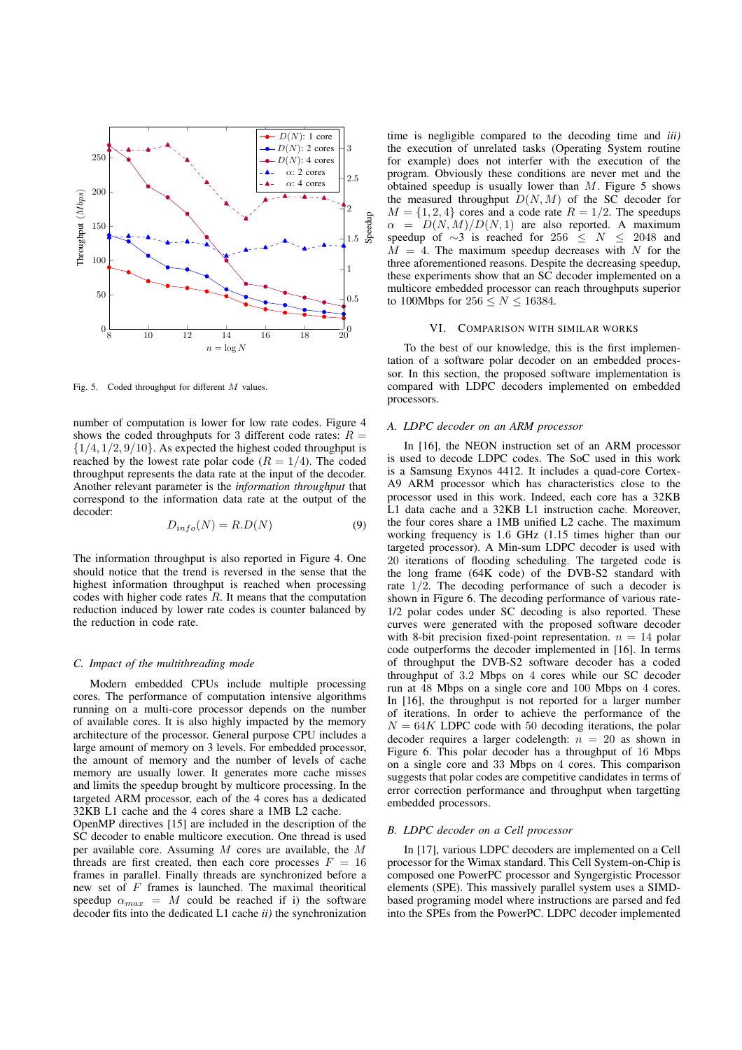Fig. 5. Coded throughput for different $M$ values.

number of computation is lower for low rate codes. Figure 4 shows the coded throughputs for 3 different code rates: $R = \{1/4, 1/2, 9/10\}$. As expected the highest coded throughput is reached by the lowest rate polar code ($R = 1/4$). The coded throughput represents the data rate at the input of the decoder. Another relevant parameter is the *information throughput* that correspond to the information data rate at the output of the decoder:

$$D_{info}(N) = R.D(N) \tag{9}$$

The information throughput is also reported in Figure 4. One should notice that the trend is reversed in the sense that the highest information throughput is reached when processing codes with higher code rates $R$. It means that the computation reduction induced by lower rate codes is counter balanced by the reduction in code rate.

### C. Impact of the multithreading mode

Modern embedded CPUs include multiple processing cores. The performance of computation intensive algorithms running on a multi-core processor depends on the number of available cores. It is also highly impacted by the memory architecture of the processor. General purpose CPU includes a large amount of memory on 3 levels. For embedded processor, the amount of memory and the number of levels of cache memory are usually lower. It generates more cache misses and limits the speedup brought by multicore processing. In the targeted ARM processor, each of the 4 cores has a dedicated 32KB L1 cache and the 4 cores share a 1MB L2 cache. OpenMP directives [15] are included in the description of the SC decoder to enable multicore execution. One thread is used per available core. Assuming $M$ cores are available, the $M$ threads are first created, then each core processes $F = 16$ frames in parallel. Finally threads are synchronized before a new set of $F$ frames is launched. The maximal theoritical speedup $\alpha_{max} = M$ could be reached if i) the software decoder fits into the dedicated L1 cache *ii)* the synchronization time is negligible compared to the decoding time and *iii)* the execution of unrelated tasks (Operating System routine for example) does not interfer with the execution of the program. Obviously these conditions are never met and the obtained speedup is usually lower than $M$. Figure 5 shows the measured throughput $D(N, M)$ of the SC decoder for $M = \{1, 2, 4\}$ cores and a code rate $R = 1/2$. The speedups $\alpha = D(N, M)/D(N, 1)$ are also reported. A maximum speedup of $\sim 3$ is reached for $256 \leq N \leq 2048$ and $M = 4$. The maximum speedup decreases with $N$ for the three aforementioned reasons. Despite the decreasing speedup, these experiments show that an SC decoder implemented on a multicore embedded processor can reach throughputs superior to 100Mbps for $256 \leq N \leq 16384$.

## VI. Comparison with similar works

To the best of our knowledge, this is the first implementation of a software polar decoder on an embedded processor. In this section, the proposed software implementation is compared with LDPC decoders implemented on embedded processors.

### A. LDPC decoder on an ARM processor

In [16], the NEON instruction set of an ARM processor is used to decode LDPC codes. The SoC used in this work is a Samsung Exynos 4412. It includes a quad-core Cortex-A9 ARM processor which has characteristics close to the processor used in this work. Indeed, each core has a 32KB L1 data cache and a 32KB L1 instruction cache. Moreover, the four cores share a 1MB unified L2 cache. The maximum working frequency is 1.6 GHz (1.15 times higher than our targeted processor). A Min-sum LDPC decoder is used with 20 iterations of flooding scheduling. The targeted code is the long frame (64K code) of the DVB-S2 standard with rate 1/2. The decoding performance of such a decoder is shown in Figure 6. The decoding performance of various rate-1/2 polar codes under SC decoding is also reported. These curves were generated with the proposed software decoder with 8-bit precision fixed-point representation. $n = 14$ polar code outperforms the decoder implemented in [16]. In terms of throughput the DVB-S2 software decoder has a coded throughput of 3.2 Mbps on 4 cores while our SC decoder run at 48 Mbps on a single core and 100 Mbps on 4 cores. In [16], the throughput is not reported for a larger number of iterations. In order to achieve the performance of the $N = 64K$ LDPC code with 50 decoding iterations, the polar decoder requires a larger codelength: $n = 20$ as shown in Figure 6. This polar decoder has a throughput of 16 Mbps on a single core and 33 Mbps on 4 cores. This comparison suggests that polar codes are competitive candidates in terms of error correction performance and throughput when targetting embedded processors.

### B. LDPC decoder on a Cell processor

In [17], various LDPC decoders are implemented on a Cell processor for the Wimax standard. This Cell System-on-Chip is composed one PowerPC processor and Syngergistic Processor elements (SPE). This massively parallel system uses a SIMD-based programing model where instructions are parsed and fed into the SPEs from the PowerPC. LDPC decoder implemented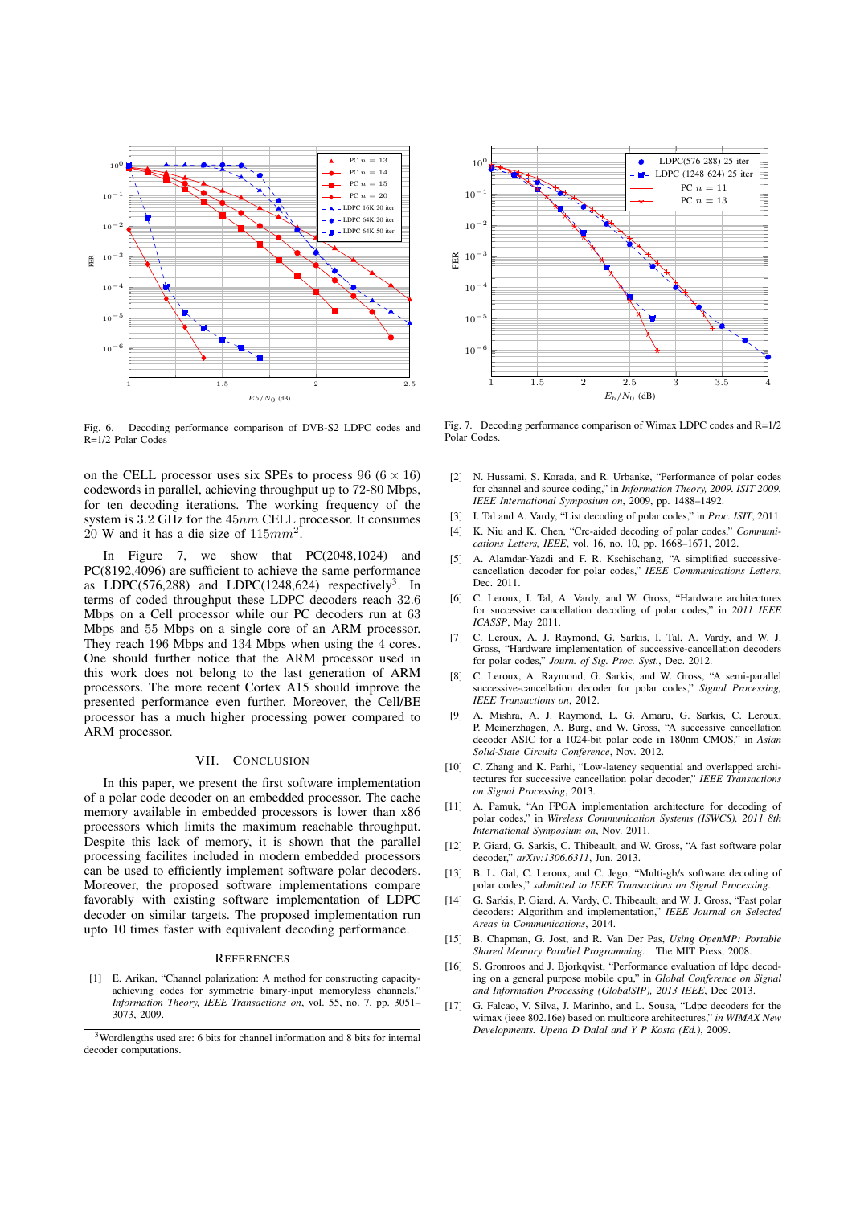$10^{0}$
$10^{-1}$
$10^{-2}$
$10^{-3}$
$10^{-4}$
$10^{-5}$
$10^{-6}$
FER
1
1.5
2
2.5
$Eb/N_0$ (dB)
PC $n = 13$
PC $n = 14$
PC $n = 15$
PC $n = 20$
LDPC 16K 20 iter
LDPC 64K 20 iter
LDPC 64K 50 iter

Fig. 6. Decoding performance comparison of DVB-S2 LDPC codes and R=1/2 Polar Codes

$10^{0}$
$10^{-1}$
$10^{-2}$
$10^{-3}$
$10^{-4}$
$10^{-5}$
$10^{-6}$
FER
1
1.5
2
2.5
3
3.5
4
$E_b/N_0$ (dB)
LDPC(576 288) 25 iter
LDPC (1248 624) 25 iter
PC $n = 11$
PC $n = 13$

Fig. 7. Decoding performance comparison of Wimax LDPC codes and R=1/2 Polar Codes.

on the CELL processor uses six SPEs to process 96 ($6 \times 16$) codewords in parallel, achieving throughput up to 72-80 Mbps, for ten decoding iterations. The working frequency of the system is 3.2 GHz for the $45nm$ CELL processor. It consumes 20 W and it has a die size of $115mm^2$.

In Figure 7, we show that PC(2048,1024) and PC(8192,4096) are sufficient to achieve the same performance as LDPC(576,288) and LDPC(1248,624) respectively[3]. In terms of coded throughput these LDPC decoders reach 32.6 Mbps on a Cell processor while our PC decoders run at 63 Mbps and 55 Mbps on a single core of an ARM processor. They reach 196 Mbps and 134 Mbps when using the 4 cores. One should further notice that the ARM processor used in this work does not belong to the last generation of ARM processors. The more recent Cortex A15 should improve the presented performance even further. Moreover, the Cell/BE processor has a much higher processing power compared to ARM processor.

## VII. Conclusion

In this paper, we present the first software implementation of a polar code decoder on an embedded processor. The cache memory available in embedded processors is lower than x86 processors which limits the maximum reachable throughput. Despite this lack of memory, it is shown that the parallel processing facilites included in modern embedded processors can be used to efficiently implement software polar decoders. Moreover, the proposed software implementations compare favorably with existing software implementation of LDPC decoder on similar targets. The proposed implementation run upto 10 times faster with equivalent decoding performance.

## References

[1] E. Arikan, "Channel polarization: A method for constructing capacity-achieving codes for symmetric binary-input memoryless channels," *Information Theory, IEEE Transactions on*, vol. 55, no. 7, pp. 3051–3073, 2009.

[2] N. Hussami, S. Korada, and R. Urbanke, "Performance of polar codes for channel and source coding," in *Information Theory, 2009. ISIT 2009. IEEE International Symposium on*, 2009, pp. 1488–1492.

[3] I. Tal and A. Vardy, "List decoding of polar codes," in *Proc. ISIT*, 2011.

[4] K. Niu and K. Chen, "Crc-aided decoding of polar codes," *Communications Letters, IEEE*, vol. 16, no. 10, pp. 1668–1671, 2012.

[5] A. Alamdar-Yazdi and F. R. Kschischang, "A simplified successive-cancellation decoder for polar codes," *IEEE Communications Letters*, Dec. 2011.

[6] C. Leroux, I. Tal, A. Vardy, and W. Gross, "Hardware architectures for successive cancellation decoding of polar codes," in *2011 IEEE ICASSP*, May 2011.

[7] C. Leroux, A. J. Raymond, G. Sarkis, I. Tal, A. Vardy, and W. J. Gross, "Hardware implementation of successive-cancellation decoders for polar codes," *Journ. of Sig. Proc. Syst.*, Dec. 2012.

[8] C. Leroux, A. Raymond, G. Sarkis, and W. Gross, "A semi-parallel successive-cancellation decoder for polar codes," *Signal Processing, IEEE Transactions on*, 2012.

[9] A. Mishra, A. J. Raymond, L. G. Amaru, G. Sarkis, C. Leroux, P. Meinerzhagen, A. Burg, and W. Gross, "A successive cancellation decoder ASIC for a 1024-bit polar code in 180nm CMOS," in *Asian Solid-State Circuits Conference*, Nov. 2012.

[10] C. Zhang and K. Parhi, "Low-latency sequential and overlapped architectures for successive cancellation polar decoder," *IEEE Transactions on Signal Processing*, 2013.

[11] A. Pamuk, "An FPGA implementation architecture for decoding of polar codes," in *Wireless Communication Systems (ISWCS), 2011 8th International Symposium on*, Nov. 2011.

[12] P. Giard, G. Sarkis, C. Thibeault, and W. Gross, "A fast software polar decoder," *arXiv:1306.6311*, Jun. 2013.

[13] B. L. Gal, C. Leroux, and C. Jego, "Multi-gb/s software decoding of polar codes," *submitted to IEEE Transactions on Signal Processing*.

[14] G. Sarkis, P. Giard, A. Vardy, C. Thibeault, and W. J. Gross, "Fast polar decoders: Algorithm and implementation," *IEEE Journal on Selected Areas in Communications*, 2014.

[15] B. Chapman, G. Jost, and R. Van Der Pas, *Using OpenMP: Portable Shared Memory Parallel Programming*. The MIT Press, 2008.

[16] S. Gronroos and J. Bjorkqvist, "Performance evaluation of ldpc decoding on a general purpose mobile cpu," in *Global Conference on Signal and Information Processing (GlobalSIP), 2013 IEEE*, Dec 2013.

[17] G. Falcao, V. Silva, J. Marinho, and L. Sousa, "Ldpc decoders for the wimax (ieee 802.16e) based on multicore architectures," *in WIMAX New Developments. Upena D Dalal and Y P Kosta (Ed.)*, 2009.

[3] Wordlengths used are: 6 bits for channel information and 8 bits for internal decoder computations.